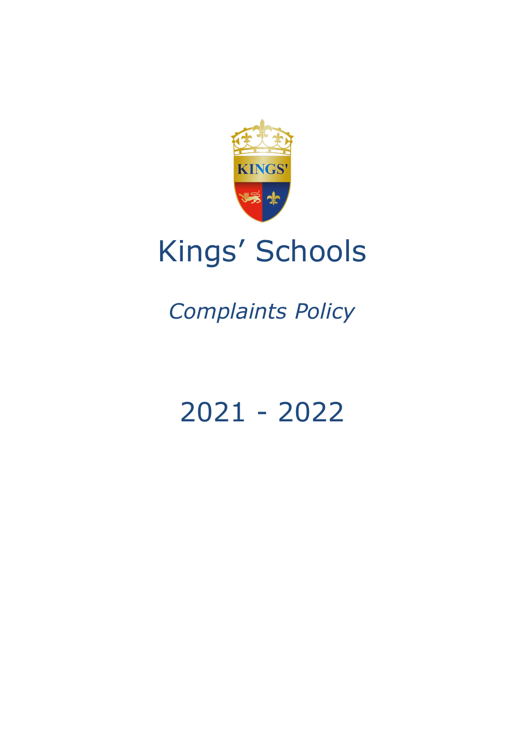# Kings' Schools

*Complaints Policy*

2021 - 2022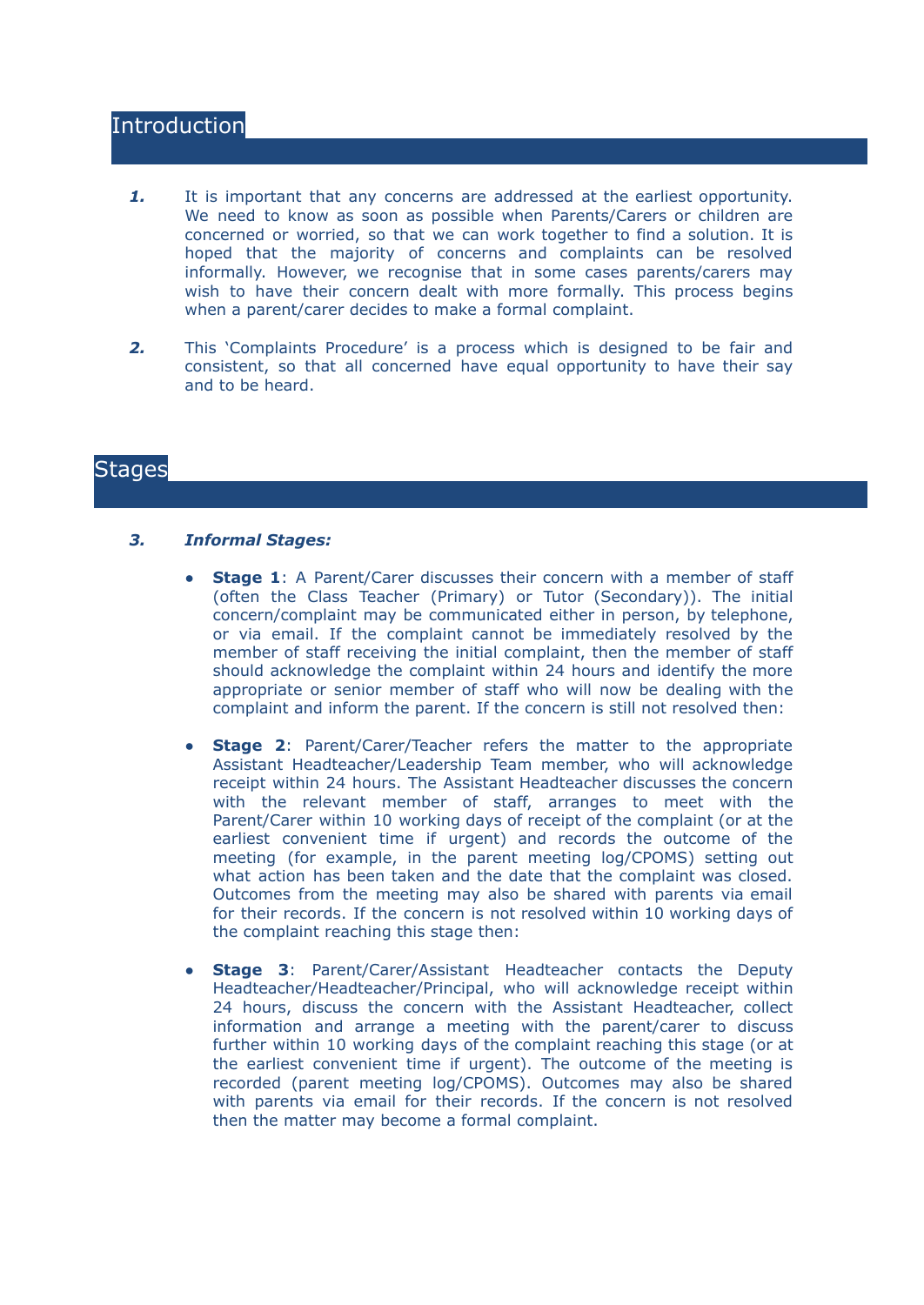## Introduction

*1.* It is important that any concerns are addressed at the earliest opportunity. We need to know as soon as possible when Parents/Carers or children are concerned or worried, so that we can work together to find a solution. It is hoped that the majority of concerns and complaints can be resolved informally. However, we recognise that in some cases parents/carers may wish to have their concern dealt with more formally. This process begins when a parent/carer decides to make a formal complaint.

*2.* This 'Complaints Procedure' is a process which is designed to be fair and consistent, so that all concerned have equal opportunity to have their say and to be heard.

## Stages

***3. Informal Stages:***

- **Stage 1**: A Parent/Carer discusses their concern with a member of staff (often the Class Teacher (Primary) or Tutor (Secondary)). The initial concern/complaint may be communicated either in person, by telephone, or via email. If the complaint cannot be immediately resolved by the member of staff receiving the initial complaint, then the member of staff should acknowledge the complaint within 24 hours and identify the more appropriate or senior member of staff who will now be dealing with the complaint and inform the parent. If the concern is still not resolved then:

- **Stage 2**: Parent/Carer/Teacher refers the matter to the appropriate Assistant Headteacher/Leadership Team member, who will acknowledge receipt within 24 hours. The Assistant Headteacher discusses the concern with the relevant member of staff, arranges to meet with the Parent/Carer within 10 working days of receipt of the complaint (or at the earliest convenient time if urgent) and records the outcome of the meeting (for example, in the parent meeting log/CPOMS) setting out what action has been taken and the date that the complaint was closed. Outcomes from the meeting may also be shared with parents via email for their records. If the concern is not resolved within 10 working days of the complaint reaching this stage then:

- **Stage 3**: Parent/Carer/Assistant Headteacher contacts the Deputy Headteacher/Headteacher/Principal, who will acknowledge receipt within 24 hours, discuss the concern with the Assistant Headteacher, collect information and arrange a meeting with the parent/carer to discuss further within 10 working days of the complaint reaching this stage (or at the earliest convenient time if urgent). The outcome of the meeting is recorded (parent meeting log/CPOMS). Outcomes may also be shared with parents via email for their records. If the concern is not resolved then the matter may become a formal complaint.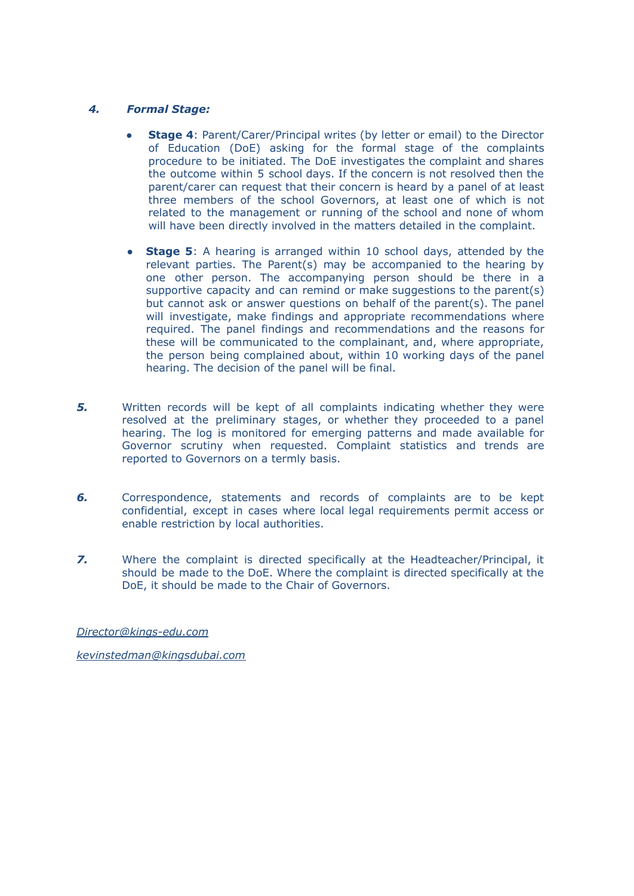### 4. *Formal Stage:*

- **Stage 4**: Parent/Carer/Principal writes (by letter or email) to the Director of Education (DoE) asking for the formal stage of the complaints procedure to be initiated. The DoE investigates the complaint and shares the outcome within 5 school days. If the concern is not resolved then the parent/carer can request that their concern is heard by a panel of at least three members of the school Governors, at least one of which is not related to the management or running of the school and none of whom will have been directly involved in the matters detailed in the complaint.

- **Stage 5**: A hearing is arranged within 10 school days, attended by the relevant parties. The Parent(s) may be accompanied to the hearing by one other person. The accompanying person should be there in a supportive capacity and can remind or make suggestions to the parent(s) but cannot ask or answer questions on behalf of the parent(s). The panel will investigate, make findings and appropriate recommendations where required. The panel findings and recommendations and the reasons for these will be communicated to the complainant, and, where appropriate, the person being complained about, within 10 working days of the panel hearing. The decision of the panel will be final.

***5.*** Written records will be kept of all complaints indicating whether they were resolved at the preliminary stages, or whether they proceeded to a panel hearing. The log is monitored for emerging patterns and made available for Governor scrutiny when requested. Complaint statistics and trends are reported to Governors on a termly basis.

***6.*** Correspondence, statements and records of complaints are to be kept confidential, except in cases where local legal requirements permit access or enable restriction by local authorities.

***7.*** Where the complaint is directed specifically at the Headteacher/Principal, it should be made to the DoE. Where the complaint is directed specifically at the DoE, it should be made to the Chair of Governors.

*Director@kings-edu.com*

*kevinstedman@kingsdubai.com*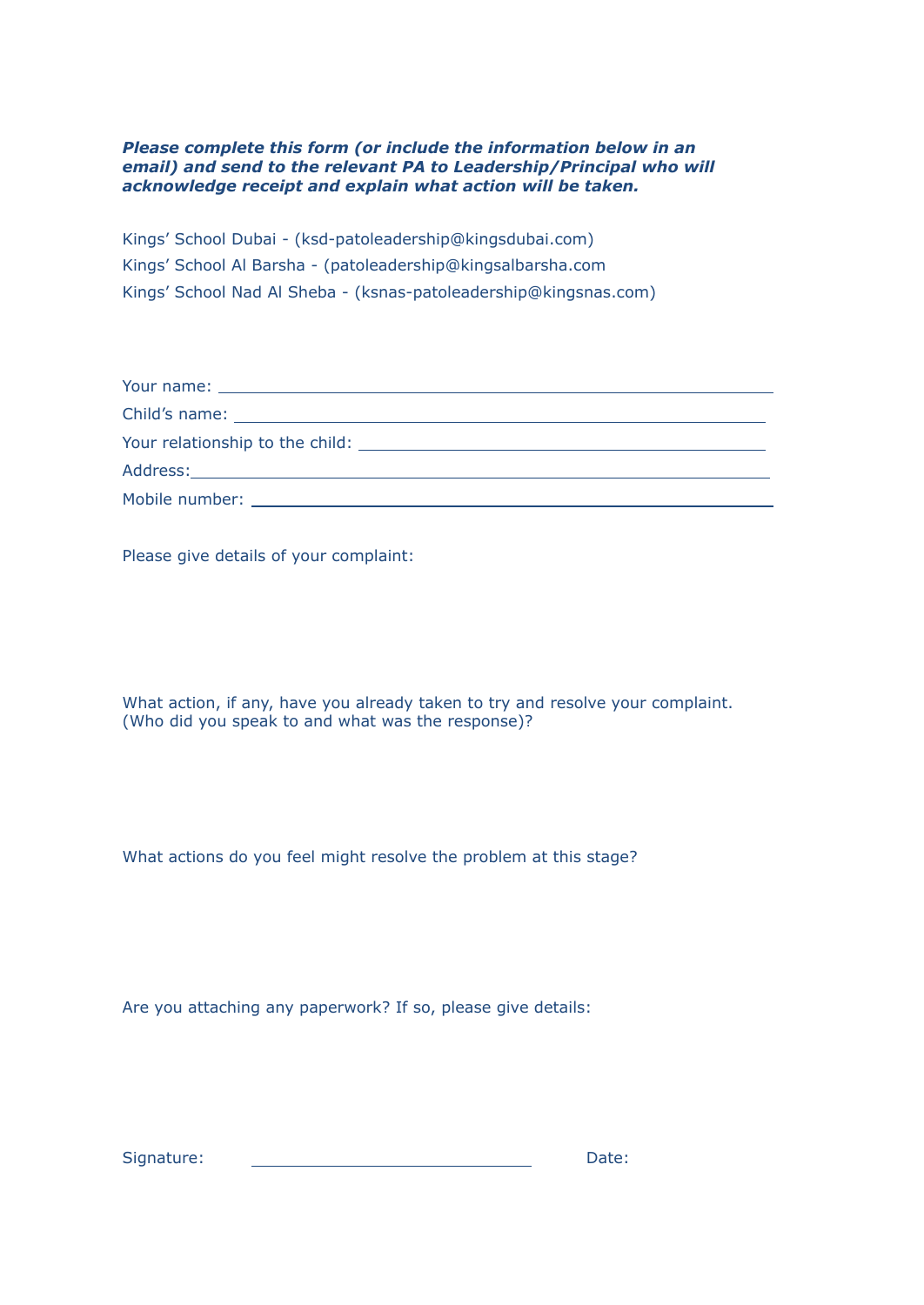***Please complete this form (or include the information below in an email) and send to the relevant PA to Leadership/Principal who will acknowledge receipt and explain what action will be taken.***

Kings' School Dubai - (ksd-patoleadership@kingsdubai.com)

Kings' School Al Barsha - (patoleadership@kingsalbarsha.com

Kings' School Nad Al Sheba - (ksnas-patoleadership@kingsnas.com)

Your name: ____________________________________________

Child's name: ____________________________________________

Your relationship to the child: ______________________________

Address:_______________________________________________

Mobile number: __________________________________________

Please give details of your complaint:

What action, if any, have you already taken to try and resolve your complaint. (Who did you speak to and what was the response)?

What actions do you feel might resolve the problem at this stage?

Are you attaching any paperwork? If so, please give details:

Signature: ______________________________ Date: